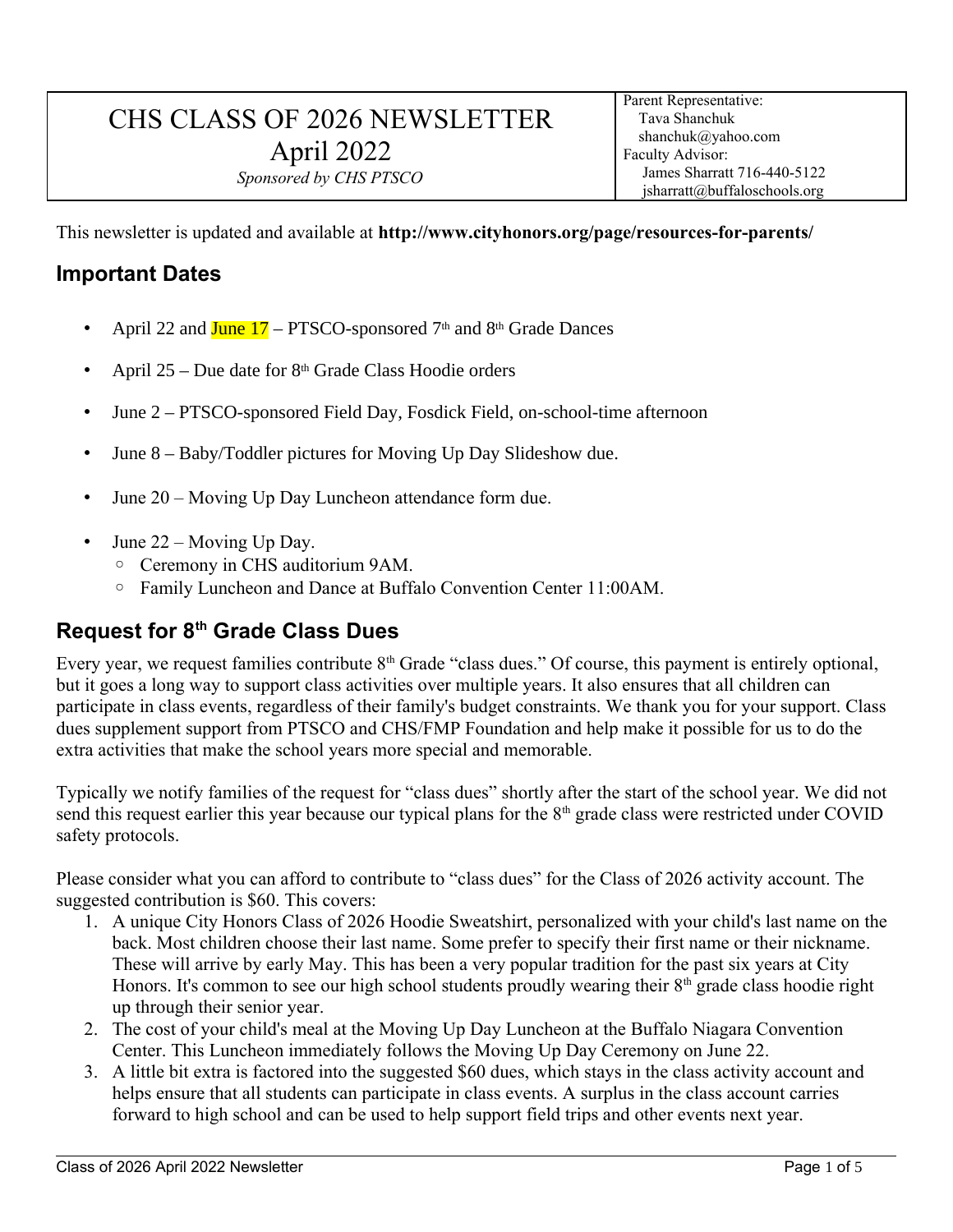# CHS CLASS OF 2026 NEWSLETTER
## April 2022
*Sponsored by CHS PTSCO*

Parent Representative:
Tava Shanchuk
shanchuk@yahoo.com
Faculty Advisor:
James Sharratt 716-440-5122
jsharratt@buffaloschools.org

This newsletter is updated and available at **http://www.cityhonors.org/page/resources-for-parents/**

## Important Dates

- April 22 and June 17 – PTSCO-sponsored 7th and 8th Grade Dances
- April 25 – Due date for 8th Grade Class Hoodie orders
- June 2 – PTSCO-sponsored Field Day, Fosdick Field, on-school-time afternoon
- June 8 – Baby/Toddler pictures for Moving Up Day Slideshow due.
- June 20 – Moving Up Day Luncheon attendance form due.
- June 22 – Moving Up Day.
  - Ceremony in CHS auditorium 9AM.
  - Family Luncheon and Dance at Buffalo Convention Center 11:00AM.

## Request for 8th Grade Class Dues

Every year, we request families contribute 8th Grade "class dues." Of course, this payment is entirely optional, but it goes a long way to support class activities over multiple years. It also ensures that all children can participate in class events, regardless of their family's budget constraints. We thank you for your support. Class dues supplement support from PTSCO and CHS/FMP Foundation and help make it possible for us to do the extra activities that make the school years more special and memorable.

Typically we notify families of the request for "class dues" shortly after the start of the school year. We did not send this request earlier this year because our typical plans for the 8th grade class were restricted under COVID safety protocols.

Please consider what you can afford to contribute to "class dues" for the Class of 2026 activity account. The suggested contribution is $60. This covers:

1. A unique City Honors Class of 2026 Hoodie Sweatshirt, personalized with your child's last name on the back. Most children choose their last name. Some prefer to specify their first name or their nickname. These will arrive by early May. This has been a very popular tradition for the past six years at City Honors. It's common to see our high school students proudly wearing their 8th grade class hoodie right up through their senior year.
2. The cost of your child's meal at the Moving Up Day Luncheon at the Buffalo Niagara Convention Center. This Luncheon immediately follows the Moving Up Day Ceremony on June 22.
3. A little bit extra is factored into the suggested $60 dues, which stays in the class activity account and helps ensure that all students can participate in class events. A surplus in the class account carries forward to high school and can be used to help support field trips and other events next year.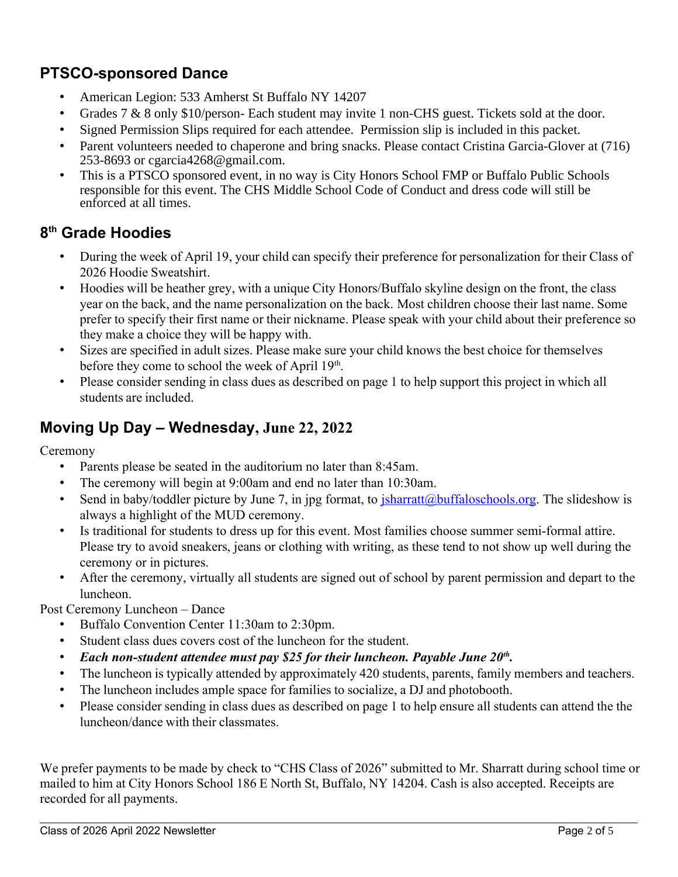## PTSCO-sponsored Dance

- American Legion: 533 Amherst St Buffalo NY 14207
- Grades 7 & 8 only $10/person- Each student may invite 1 non-CHS guest. Tickets sold at the door.
- Signed Permission Slips required for each attendee. Permission slip is included in this packet.
- Parent volunteers needed to chaperone and bring snacks. Please contact Cristina Garcia-Glover at (716) 253-8693 or cgarcia4268@gmail.com.
- This is a PTSCO sponsored event, in no way is City Honors School FMP or Buffalo Public Schools responsible for this event. The CHS Middle School Code of Conduct and dress code will still be enforced at all times.

## 8th Grade Hoodies

- During the week of April 19, your child can specify their preference for personalization for their Class of 2026 Hoodie Sweatshirt.
- Hoodies will be heather grey, with a unique City Honors/Buffalo skyline design on the front, the class year on the back, and the name personalization on the back. Most children choose their last name. Some prefer to specify their first name or their nickname. Please speak with your child about their preference so they make a choice they will be happy with.
- Sizes are specified in adult sizes. Please make sure your child knows the best choice for themselves before they come to school the week of April 19th.
- Please consider sending in class dues as described on page 1 to help support this project in which all students are included.

## Moving Up Day – Wednesday, June 22, 2022

Ceremony

- Parents please be seated in the auditorium no later than 8:45am.
- The ceremony will begin at 9:00am and end no later than 10:30am.
- Send in baby/toddler picture by June 7, in jpg format, to jsharratt@buffaloschools.org. The slideshow is always a highlight of the MUD ceremony.
- Is traditional for students to dress up for this event. Most families choose summer semi-formal attire. Please try to avoid sneakers, jeans or clothing with writing, as these tend to not show up well during the ceremony or in pictures.
- After the ceremony, virtually all students are signed out of school by parent permission and depart to the luncheon.

Post Ceremony Luncheon – Dance

- Buffalo Convention Center 11:30am to 2:30pm.
- Student class dues covers cost of the luncheon for the student.
- ***Each non-student attendee must pay $25 for their luncheon. Payable June 20th.***
- The luncheon is typically attended by approximately 420 students, parents, family members and teachers.
- The luncheon includes ample space for families to socialize, a DJ and photobooth.
- Please consider sending in class dues as described on page 1 to help ensure all students can attend the the luncheon/dance with their classmates.

We prefer payments to be made by check to "CHS Class of 2026" submitted to Mr. Sharratt during school time or mailed to him at City Honors School 186 E North St, Buffalo, NY 14204. Cash is also accepted. Receipts are recorded for all payments.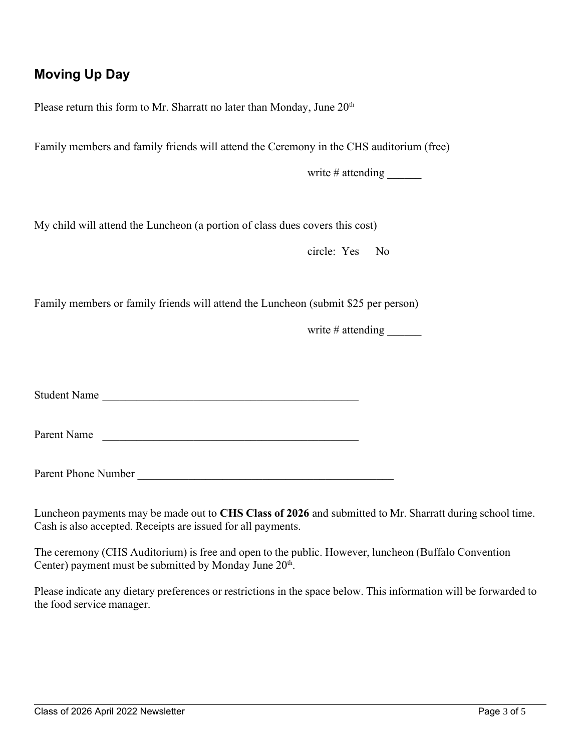## Moving Up Day

Please return this form to Mr. Sharratt no later than Monday, June 20th

Family members and family friends will attend the Ceremony in the CHS auditorium (free)

write # attending ______

My child will attend the Luncheon (a portion of class dues covers this cost)

circle: Yes No

Family members or family friends will attend the Luncheon (submit $25 per person)

write # attending ______

Student Name ______________________________________________

Parent Name ______________________________________________

Parent Phone Number ______________________________________________

Luncheon payments may be made out to **CHS Class of 2026** and submitted to Mr. Sharratt during school time. Cash is also accepted. Receipts are issued for all payments.

The ceremony (CHS Auditorium) is free and open to the public. However, luncheon (Buffalo Convention Center) payment must be submitted by Monday June 20th.

Please indicate any dietary preferences or restrictions in the space below. This information will be forwarded to the food service manager.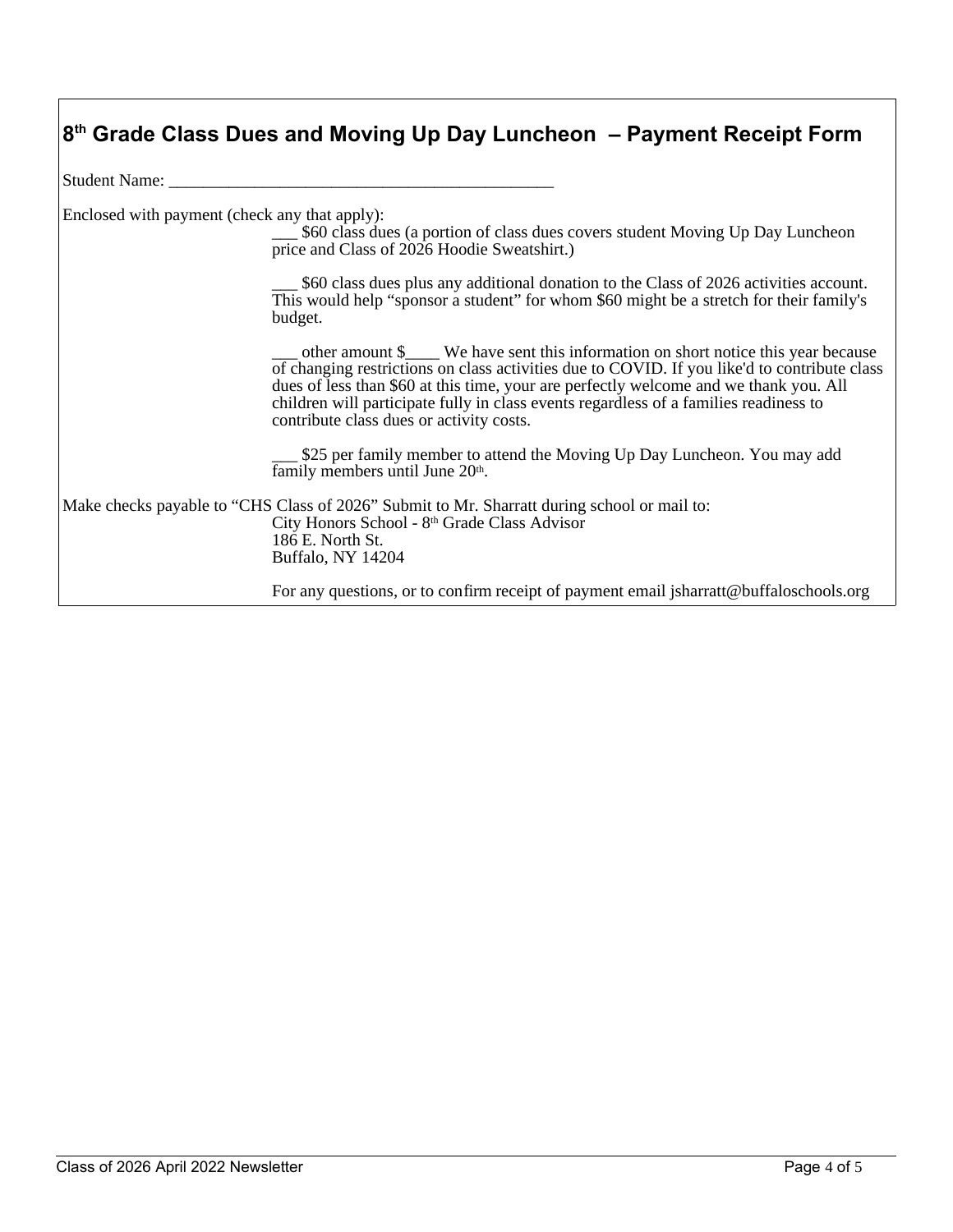## 8th Grade Class Dues and Moving Up Day Luncheon – Payment Receipt Form

Student Name: _______________________________________________

Enclosed with payment (check any that apply):

___ $60 class dues (a portion of class dues covers student Moving Up Day Luncheon price and Class of 2026 Hoodie Sweatshirt.)

___ $60 class dues plus any additional donation to the Class of 2026 activities account. This would help "sponsor a student" for whom $60 might be a stretch for their family's budget.

___ other amount $____ We have sent this information on short notice this year because of changing restrictions on class activities due to COVID. If you like'd to contribute class dues of less than $60 at this time, your are perfectly welcome and we thank you. All children will participate fully in class events regardless of a families readiness to contribute class dues or activity costs.

___ $25 per family member to attend the Moving Up Day Luncheon. You may add family members until June 20th.

Make checks payable to "CHS Class of 2026" Submit to Mr. Sharratt during school or mail to:

City Honors School - 8th Grade Class Advisor
186 E. North St.
Buffalo, NY 14204

For any questions, or to confirm receipt of payment email jsharratt@buffaloschools.org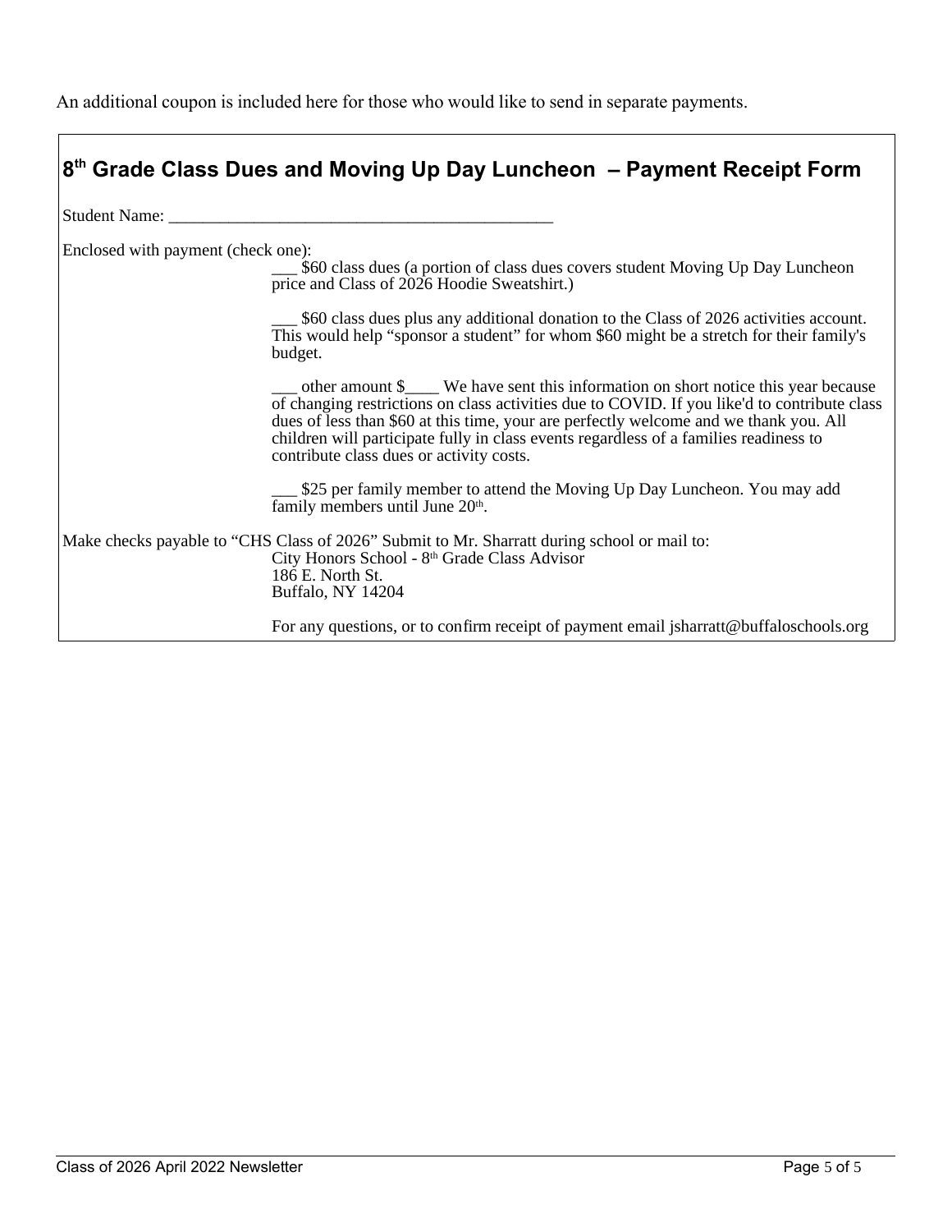An additional coupon is included here for those who would like to send in separate payments.

## 8th Grade Class Dues and Moving Up Day Luncheon – Payment Receipt Form

Student Name: _____________________________________________

Enclosed with payment (check one):

___ $60 class dues (a portion of class dues covers student Moving Up Day Luncheon price and Class of 2026 Hoodie Sweatshirt.)

___ $60 class dues plus any additional donation to the Class of 2026 activities account. This would help "sponsor a student" for whom $60 might be a stretch for their family's budget.

___ other amount $____ We have sent this information on short notice this year because of changing restrictions on class activities due to COVID. If you like'd to contribute class dues of less than $60 at this time, your are perfectly welcome and we thank you. All children will participate fully in class events regardless of a families readiness to contribute class dues or activity costs.

___ $25 per family member to attend the Moving Up Day Luncheon. You may add family members until June 20th.

Make checks payable to "CHS Class of 2026" Submit to Mr. Sharratt during school or mail to:

City Honors School - 8th Grade Class Advisor
186 E. North St.
Buffalo, NY 14204

For any questions, or to confirm receipt of payment email jsharratt@buffaloschools.org